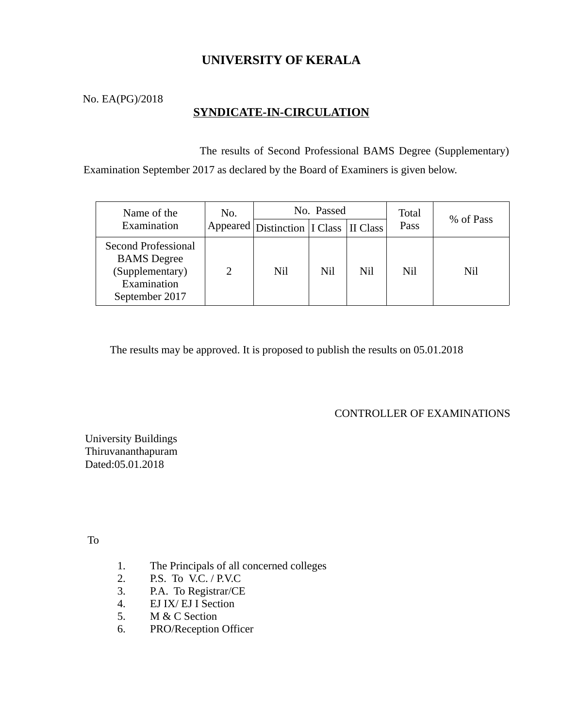# UNIVERSITY OF KERALA

No. EA(PG)/2018

## SYNDICATE-IN-CIRCULATION

The results of Second Professional BAMS Degree (Supplementary) Examination September 2017 as declared by the Board of Examiners is given below.

| Name of the Examination | No. Appeared | No. Passed | | | Total Pass | % of Pass |
|---|---|---|---|---|---|---|
| | | Distinction | I Class | II Class | | |
| Second Professional BAMS Degree (Supplementary) Examination September 2017 | 2 | Nil | Nil | Nil | Nil | Nil |

The results may be approved. It is proposed to publish the results on 05.01.2018

CONTROLLER OF EXAMINATIONS

University Buildings
Thiruvananthapuram
Dated:05.01.2018

To

1. The Principals of all concerned colleges
2. P.S. To V.C. / P.V.C
3. P.A. To Registrar/CE
4. EJ IX/ EJ I Section
5. M & C Section
6. PRO/Reception Officer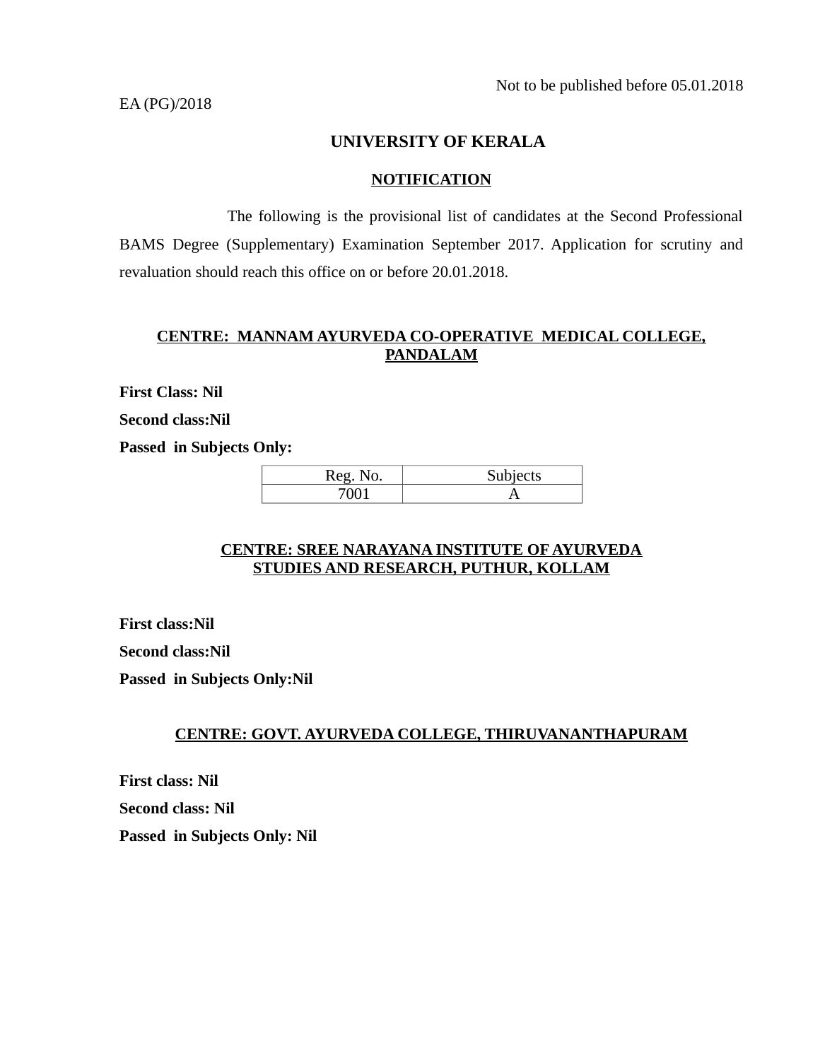Not to be published before 05.01.2018

EA (PG)/2018

# UNIVERSITY OF KERALA

## NOTIFICATION

The following is the provisional list of candidates at the Second Professional BAMS Degree (Supplementary) Examination September 2017. Application for scrutiny and revaluation should reach this office on or before 20.01.2018.

### CENTRE: MANNAM AYURVEDA CO-OPERATIVE MEDICAL COLLEGE, PANDALAM

**First Class: Nil**

**Second class:Nil**

**Passed in Subjects Only:**

| Reg. No. | Subjects |
|---|---|
| 7001 | A |

### CENTRE: SREE NARAYANA INSTITUTE OF AYURVEDA STUDIES AND RESEARCH, PUTHUR, KOLLAM

**First class:Nil**

**Second class:Nil**

**Passed in Subjects Only:Nil**

### CENTRE: GOVT. AYURVEDA COLLEGE, THIRUVANANTHAPURAM

**First class: Nil**

**Second class: Nil**

**Passed in Subjects Only: Nil**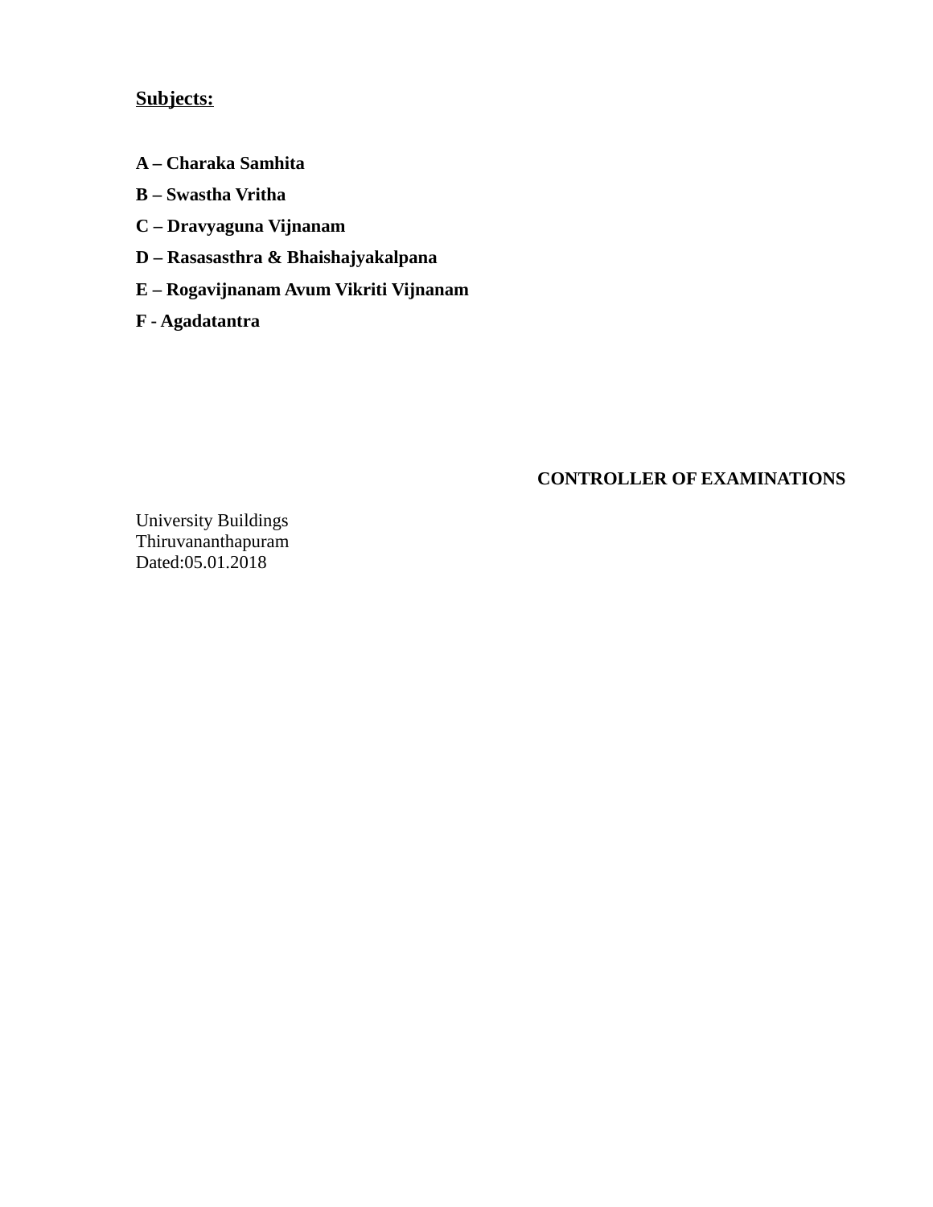**<u>Subjects:</u>**

**A – Charaka Samhita**

**B – Swastha Vritha**

**C – Dravyaguna Vijnanam**

**D – Rasasasthra & Bhaishajyakalpana**

**E – Rogavijnanam Avum Vikriti Vijnanam**

**F - Agadatantra**

**CONTROLLER OF EXAMINATIONS**

University Buildings
Thiruvananthapuram
Dated:05.01.2018